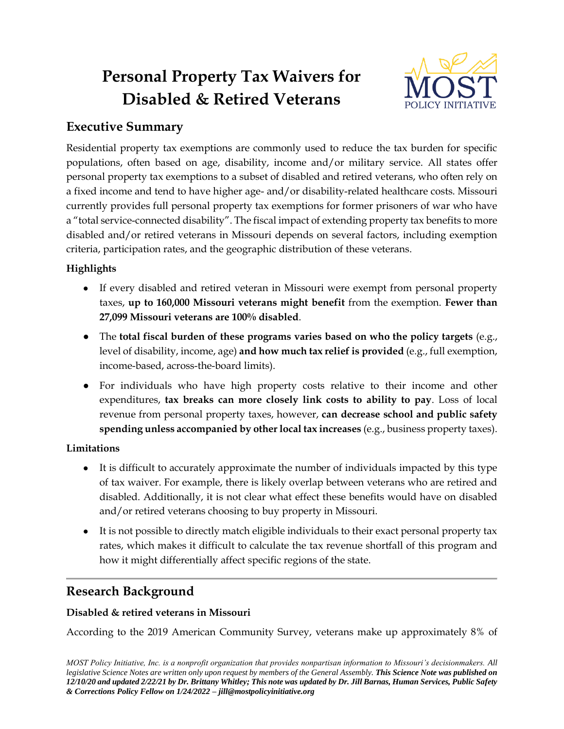# Personal Property Tax Waivers for Disabled & Retired Veterans

## Executive Summary

Residential property tax exemptions are commonly used to reduce the tax burden for specific populations, often based on age, disability, income and/or military service. All states offer personal property tax exemptions to a subset of disabled and retired veterans, who often rely on a fixed income and tend to have higher age- and/or disability-related healthcare costs. Missouri currently provides full personal property tax exemptions for former prisoners of war who have a "total service-connected disability". The fiscal impact of extending property tax benefits to more disabled and/or retired veterans in Missouri depends on several factors, including exemption criteria, participation rates, and the geographic distribution of these veterans.

**Highlights**

- If every disabled and retired veteran in Missouri were exempt from personal property taxes, **up to 160,000 Missouri veterans might benefit** from the exemption. **Fewer than 27,099 Missouri veterans are 100% disabled**.
- The **total fiscal burden of these programs varies based on who the policy targets** (e.g., level of disability, income, age) **and how much tax relief is provided** (e.g., full exemption, income-based, across-the-board limits).
- For individuals who have high property costs relative to their income and other expenditures, **tax breaks can more closely link costs to ability to pay**. Loss of local revenue from personal property taxes, however, **can decrease school and public safety spending unless accompanied by other local tax increases** (e.g., business property taxes).

**Limitations**

- It is difficult to accurately approximate the number of individuals impacted by this type of tax waiver. For example, there is likely overlap between veterans who are retired and disabled. Additionally, it is not clear what effect these benefits would have on disabled and/or retired veterans choosing to buy property in Missouri.
- It is not possible to directly match eligible individuals to their exact personal property tax rates, which makes it difficult to calculate the tax revenue shortfall of this program and how it might differentially affect specific regions of the state.

## Research Background

**Disabled & retired veterans in Missouri**

According to the 2019 American Community Survey, veterans make up approximately 8% of

*MOST Policy Initiative, Inc. is a nonprofit organization that provides nonpartisan information to Missouri's decisionmakers. All legislative Science Notes are written only upon request by members of the General Assembly.* ***This Science Note was published on 12/10/20 and updated 2/22/21 by Dr. Brittany Whitley; This note was updated by Dr. Jill Barnas, Human Services, Public Safety & Corrections Policy Fellow on 1/24/2022 – jill@mostpolicyinitiative.org***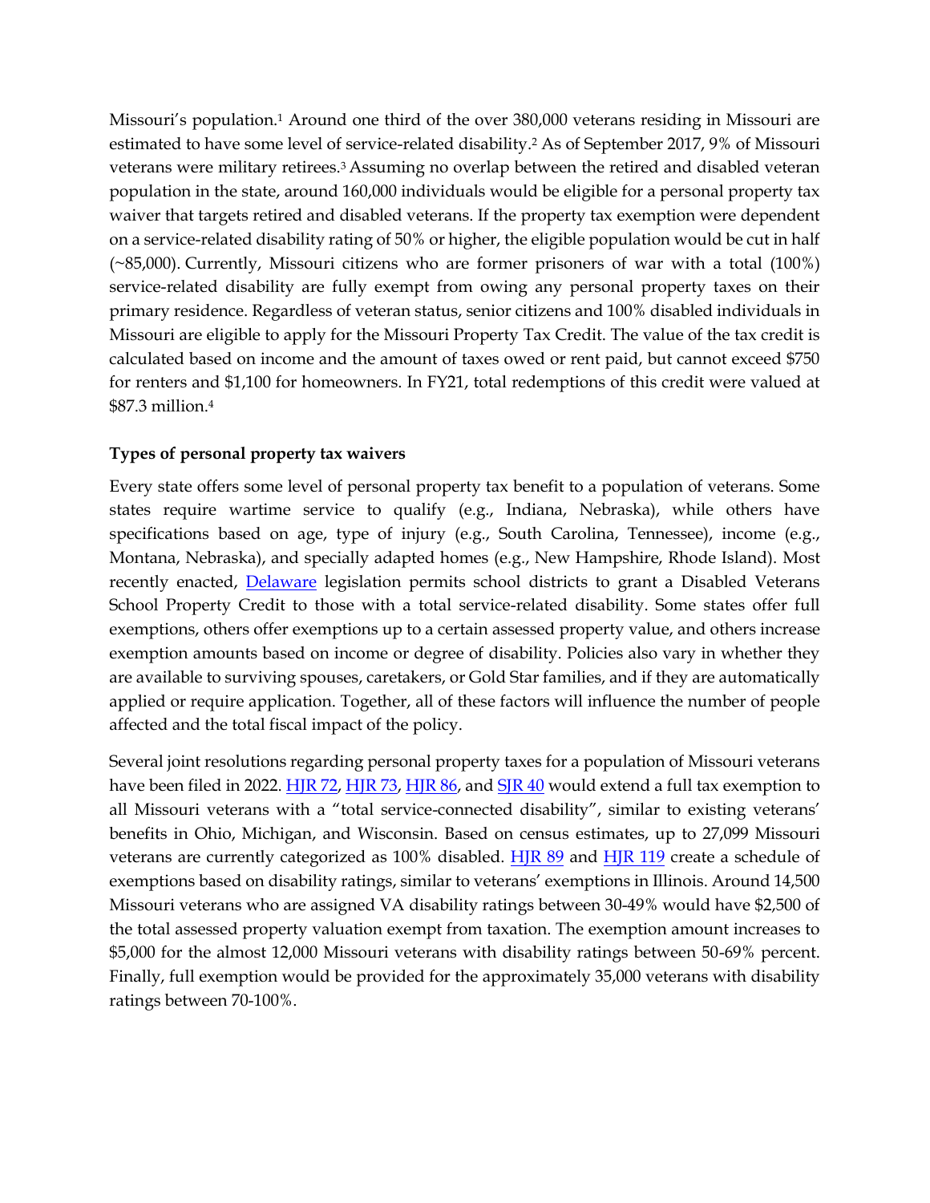Missouri's population.[1] Around one third of the over 380,000 veterans residing in Missouri are estimated to have some level of service-related disability.[2] As of September 2017, 9% of Missouri veterans were military retirees.[3] Assuming no overlap between the retired and disabled veteran population in the state, around 160,000 individuals would be eligible for a personal property tax waiver that targets retired and disabled veterans. If the property tax exemption were dependent on a service-related disability rating of 50% or higher, the eligible population would be cut in half (~85,000). Currently, Missouri citizens who are former prisoners of war with a total (100%) service-related disability are fully exempt from owing any personal property taxes on their primary residence. Regardless of veteran status, senior citizens and 100% disabled individuals in Missouri are eligible to apply for the Missouri Property Tax Credit. The value of the tax credit is calculated based on income and the amount of taxes owed or rent paid, but cannot exceed $750 for renters and $1,100 for homeowners. In FY21, total redemptions of this credit were valued at $87.3 million.[4]

**Types of personal property tax waivers**

Every state offers some level of personal property tax benefit to a population of veterans. Some states require wartime service to qualify (e.g., Indiana, Nebraska), while others have specifications based on age, type of injury (e.g., South Carolina, Tennessee), income (e.g., Montana, Nebraska), and specially adapted homes (e.g., New Hampshire, Rhode Island). Most recently enacted, Delaware legislation permits school districts to grant a Disabled Veterans School Property Credit to those with a total service-related disability. Some states offer full exemptions, others offer exemptions up to a certain assessed property value, and others increase exemption amounts based on income or degree of disability. Policies also vary in whether they are available to surviving spouses, caretakers, or Gold Star families, and if they are automatically applied or require application. Together, all of these factors will influence the number of people affected and the total fiscal impact of the policy.

Several joint resolutions regarding personal property taxes for a population of Missouri veterans have been filed in 2022. HJR 72, HJR 73, HJR 86, and SJR 40 would extend a full tax exemption to all Missouri veterans with a "total service-connected disability", similar to existing veterans' benefits in Ohio, Michigan, and Wisconsin. Based on census estimates, up to 27,099 Missouri veterans are currently categorized as 100% disabled. HJR 89 and HJR 119 create a schedule of exemptions based on disability ratings, similar to veterans' exemptions in Illinois. Around 14,500 Missouri veterans who are assigned VA disability ratings between 30-49% would have $2,500 of the total assessed property valuation exempt from taxation. The exemption amount increases to $5,000 for the almost 12,000 Missouri veterans with disability ratings between 50-69% percent. Finally, full exemption would be provided for the approximately 35,000 veterans with disability ratings between 70-100%.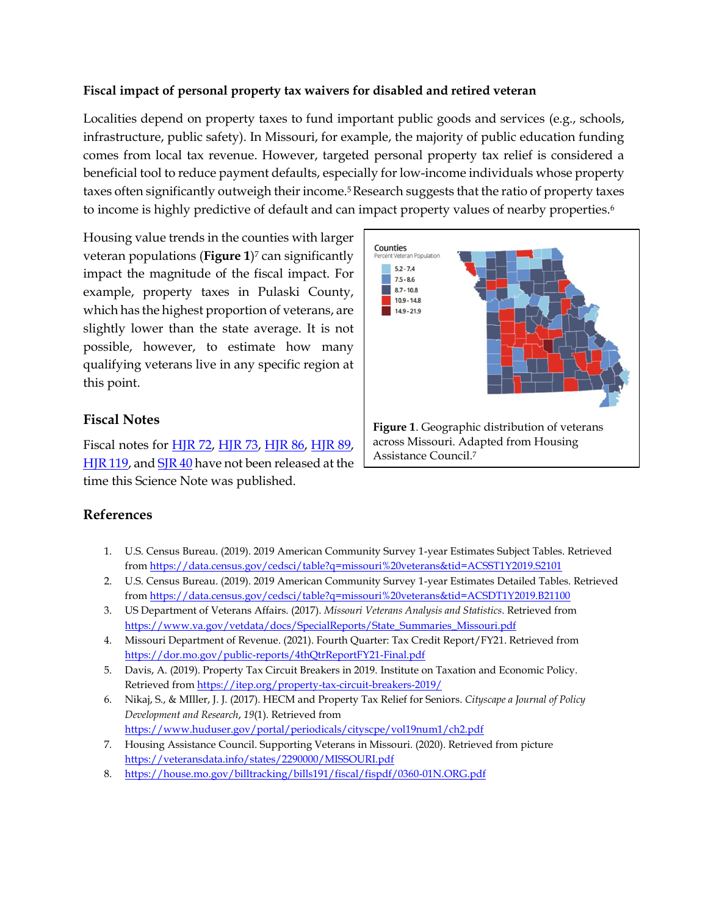**Fiscal impact of personal property tax waivers for disabled and retired veteran**

Localities depend on property taxes to fund important public goods and services (e.g., schools, infrastructure, public safety). In Missouri, for example, the majority of public education funding comes from local tax revenue. However, targeted personal property tax relief is considered a beneficial tool to reduce payment defaults, especially for low-income individuals whose property taxes often significantly outweigh their income.[5] Research suggests that the ratio of property taxes to income is highly predictive of default and can impact property values of nearby properties.[6]

Housing value trends in the counties with larger veteran populations (**Figure 1**)[7] can significantly impact the magnitude of the fiscal impact. For example, property taxes in Pulaski County, which has the highest proportion of veterans, are slightly lower than the state average. It is not possible, however, to estimate how many qualifying veterans live in any specific region at this point.

Counties
Percent Veteran Population
5.2 - 7.4
7.5 - 8.6
8.7 - 10.8
10.9 - 14.8
14.9 - 21.9

**Figure 1**. Geographic distribution of veterans across Missouri. Adapted from Housing Assistance Council.[7]

## Fiscal Notes

Fiscal notes for HJR 72, HJR 73, HJR 86, HJR 89, HJR 119, and SJR 40 have not been released at the time this Science Note was published.

## References

1. U.S. Census Bureau. (2019). 2019 American Community Survey 1-year Estimates Subject Tables. Retrieved from https://data.census.gov/cedsci/table?q=missouri%20veterans&tid=ACSST1Y2019.S2101
2. U.S. Census Bureau. (2019). 2019 American Community Survey 1-year Estimates Detailed Tables. Retrieved from https://data.census.gov/cedsci/table?q=missouri%20veterans&tid=ACSDT1Y2019.B21100
3. US Department of Veterans Affairs. (2017). *Missouri Veterans Analysis and Statistics*. Retrieved from https://www.va.gov/vetdata/docs/SpecialReports/State_Summaries_Missouri.pdf
4. Missouri Department of Revenue. (2021). Fourth Quarter: Tax Credit Report/FY21. Retrieved from https://dor.mo.gov/public-reports/4thQtrReportFY21-Final.pdf
5. Davis, A. (2019). Property Tax Circuit Breakers in 2019. Institute on Taxation and Economic Policy. Retrieved from https://itep.org/property-tax-circuit-breakers-2019/
6. Nikaj, S., & MIller, J. J. (2017). HECM and Property Tax Relief for Seniors. *Cityscape a Journal of Policy Development and Research*, *19*(1). Retrieved from https://www.huduser.gov/portal/periodicals/cityscpe/vol19num1/ch2.pdf
7. Housing Assistance Council. Supporting Veterans in Missouri. (2020). Retrieved from picture https://veteransdata.info/states/2290000/MISSOURI.pdf
8. https://house.mo.gov/billtracking/bills191/fiscal/fispdf/0360-01N.ORG.pdf